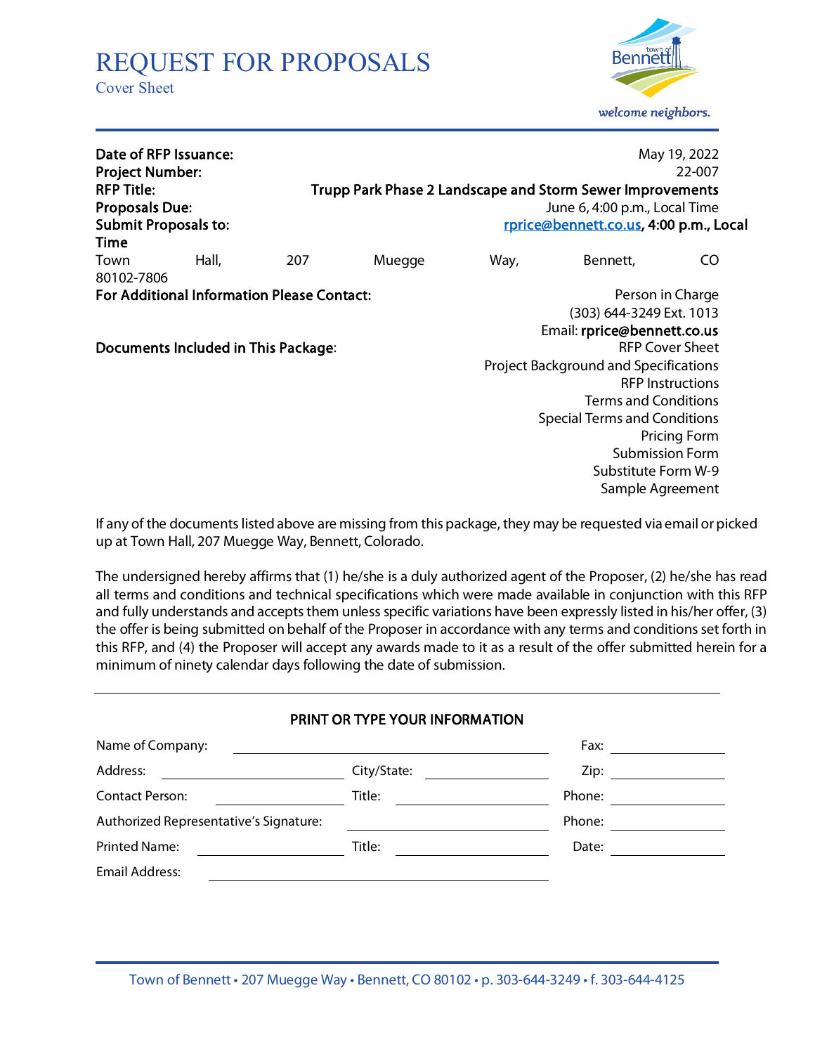# REQUEST FOR PROPOSALS

Cover Sheet

welcome neighbors.

**Date of RFP Issuance:** May 19, 2022
**Project Number:** 22-007
**RFP Title:** Trupp Park Phase 2 Landscape and Storm Sewer Improvements
**Proposals Due:** June 6, 4:00 p.m., Local Time
**Submit Proposals to:** rprice@bennett.co.us, **4:00 p.m., Local Time**
Town Hall, 207 Muegge Way, Bennett, CO 80102-7806
**For Additional Information Please Contact:** Person in Charge
(303) 644-3249 Ext. 1013
Email: **rprice@bennett.co.us**

**Documents Included in This Package:**

- RFP Cover Sheet
- Project Background and Specifications
- RFP Instructions
- Terms and Conditions
- Special Terms and Conditions
- Pricing Form
- Submission Form
- Substitute Form W-9
- Sample Agreement

If any of the documents listed above are missing from this package, they may be requested via email or picked up at Town Hall, 207 Muegge Way, Bennett, Colorado.

The undersigned hereby affirms that (1) he/she is a duly authorized agent of the Proposer, (2) he/she has read all terms and conditions and technical specifications which were made available in conjunction with this RFP and fully understands and accepts them unless specific variations have been expressly listed in his/her offer, (3) the offer is being submitted on behalf of the Proposer in accordance with any terms and conditions set forth in this RFP, and (4) the Proposer will accept any awards made to it as a result of the offer submitted herein for a minimum of ninety calendar days following the date of submission.

**PRINT OR TYPE YOUR INFORMATION**

Name of Company: ______________________ Fax: ____________

Address: ____________ City/State: ____________ Zip: ____________

Contact Person: ____________ Title: ____________ Phone: ____________

Authorized Representative's Signature: ____________ Phone: ____________

Printed Name: ____________ Title: ____________ Date: ____________

Email Address: ______________________

Town of Bennett • 207 Muegge Way • Bennett, CO 80102 • p. 303-644-3249 • f. 303-644-4125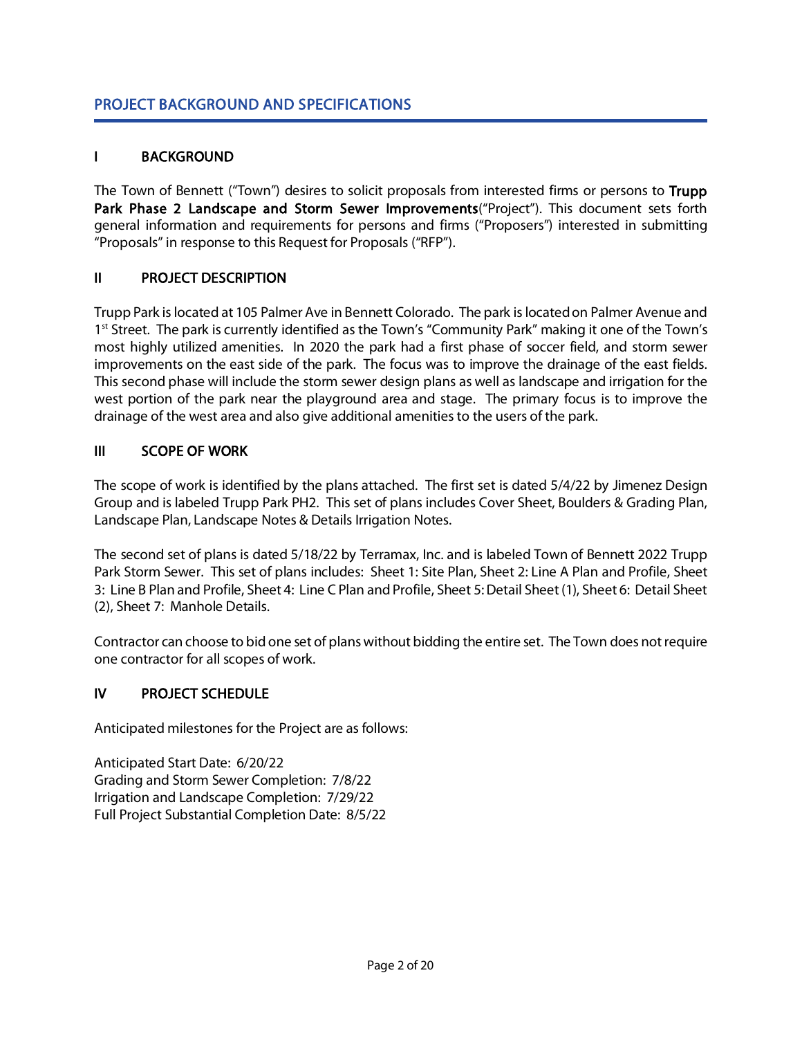# PROJECT BACKGROUND AND SPECIFICATIONS

## I BACKGROUND

The Town of Bennett ("Town") desires to solicit proposals from interested firms or persons to **Trupp Park Phase 2 Landscape and Storm Sewer Improvements**("Project"). This document sets forth general information and requirements for persons and firms ("Proposers") interested in submitting "Proposals" in response to this Request for Proposals ("RFP").

## II PROJECT DESCRIPTION

Trupp Park is located at 105 Palmer Ave in Bennett Colorado. The park is located on Palmer Avenue and 1st Street. The park is currently identified as the Town's "Community Park" making it one of the Town's most highly utilized amenities. In 2020 the park had a first phase of soccer field, and storm sewer improvements on the east side of the park. The focus was to improve the drainage of the east fields. This second phase will include the storm sewer design plans as well as landscape and irrigation for the west portion of the park near the playground area and stage. The primary focus is to improve the drainage of the west area and also give additional amenities to the users of the park.

## III SCOPE OF WORK

The scope of work is identified by the plans attached. The first set is dated 5/4/22 by Jimenez Design Group and is labeled Trupp Park PH2. This set of plans includes Cover Sheet, Boulders & Grading Plan, Landscape Plan, Landscape Notes & Details Irrigation Notes.

The second set of plans is dated 5/18/22 by Terramax, Inc. and is labeled Town of Bennett 2022 Trupp Park Storm Sewer. This set of plans includes: Sheet 1: Site Plan, Sheet 2: Line A Plan and Profile, Sheet 3: Line B Plan and Profile, Sheet 4: Line C Plan and Profile, Sheet 5: Detail Sheet (1), Sheet 6: Detail Sheet (2), Sheet 7: Manhole Details.

Contractor can choose to bid one set of plans without bidding the entire set. The Town does not require one contractor for all scopes of work.

## IV PROJECT SCHEDULE

Anticipated milestones for the Project are as follows:

Anticipated Start Date: 6/20/22
Grading and Storm Sewer Completion: 7/8/22
Irrigation and Landscape Completion: 7/29/22
Full Project Substantial Completion Date: 8/5/22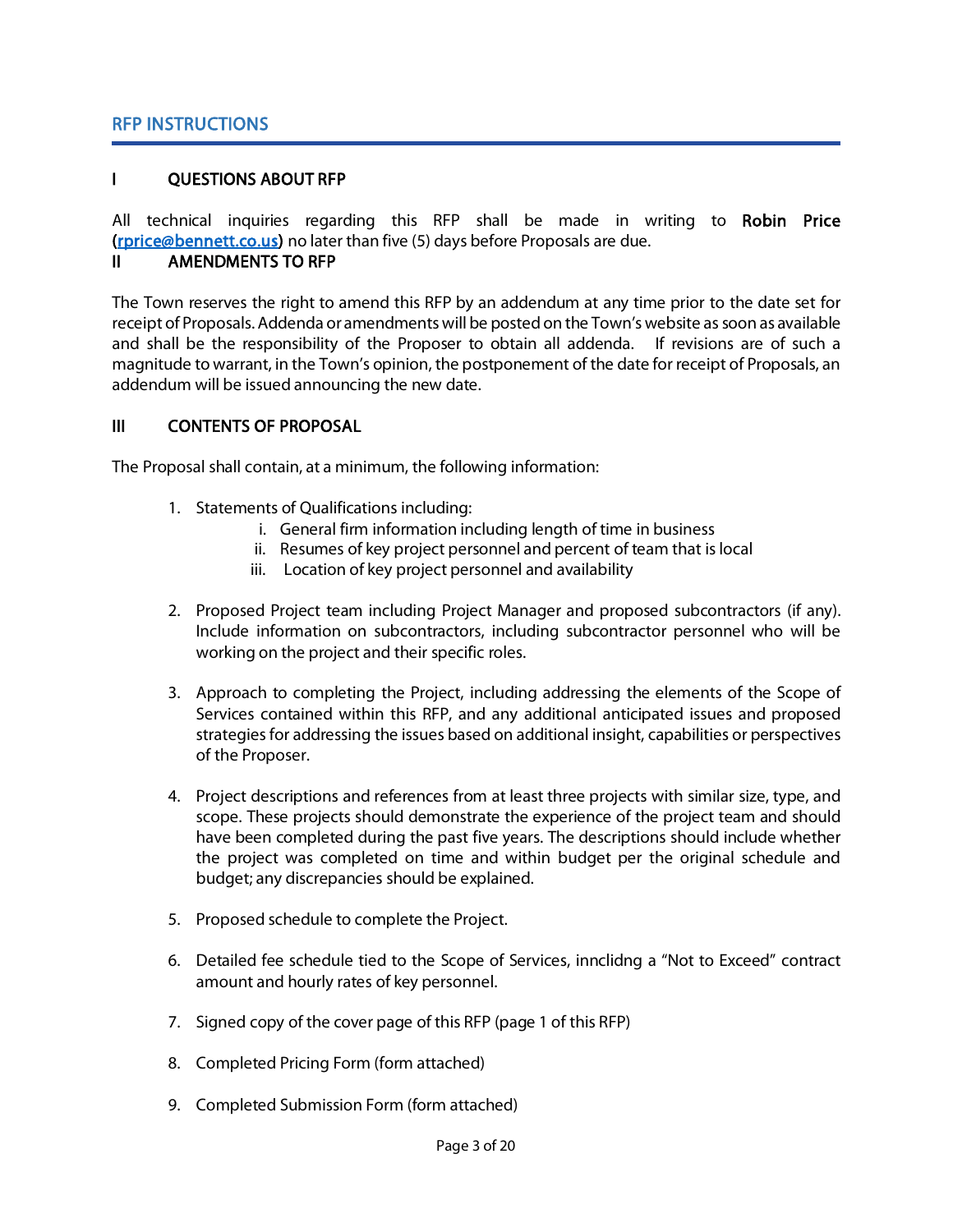## RFP INSTRUCTIONS

### I QUESTIONS ABOUT RFP

All technical inquiries regarding this RFP shall be made in writing to **Robin Price** (rprice@bennett.co.us) no later than five (5) days before Proposals are due.

### II AMENDMENTS TO RFP

The Town reserves the right to amend this RFP by an addendum at any time prior to the date set for receipt of Proposals. Addenda or amendments will be posted on the Town's website as soon as available and shall be the responsibility of the Proposer to obtain all addenda. If revisions are of such a magnitude to warrant, in the Town's opinion, the postponement of the date for receipt of Proposals, an addendum will be issued announcing the new date.

### III CONTENTS OF PROPOSAL

The Proposal shall contain, at a minimum, the following information:

1. Statements of Qualifications including:
   i. General firm information including length of time in business
   ii. Resumes of key project personnel and percent of team that is local
   iii. Location of key project personnel and availability

2. Proposed Project team including Project Manager and proposed subcontractors (if any). Include information on subcontractors, including subcontractor personnel who will be working on the project and their specific roles.

3. Approach to completing the Project, including addressing the elements of the Scope of Services contained within this RFP, and any additional anticipated issues and proposed strategies for addressing the issues based on additional insight, capabilities or perspectives of the Proposer.

4. Project descriptions and references from at least three projects with similar size, type, and scope. These projects should demonstrate the experience of the project team and should have been completed during the past five years. The descriptions should include whether the project was completed on time and within budget per the original schedule and budget; any discrepancies should be explained.

5. Proposed schedule to complete the Project.

6. Detailed fee schedule tied to the Scope of Services, innclidng a "Not to Exceed" contract amount and hourly rates of key personnel.

7. Signed copy of the cover page of this RFP (page 1 of this RFP)

8. Completed Pricing Form (form attached)

9. Completed Submission Form (form attached)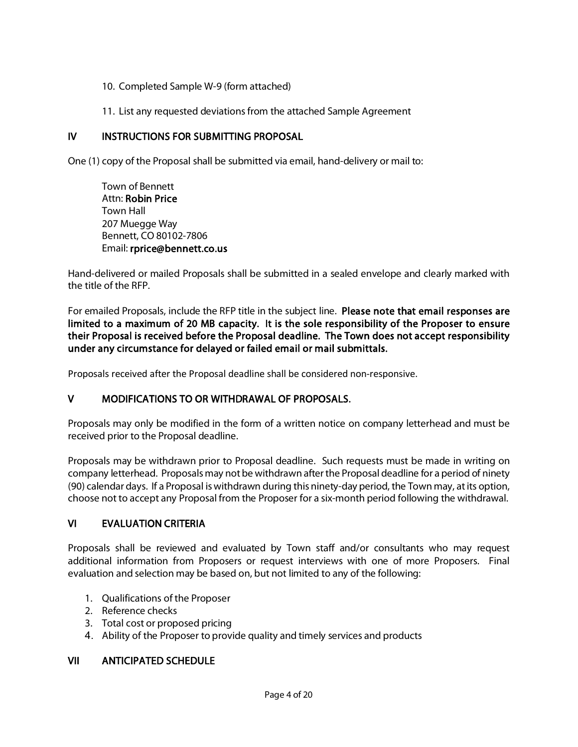10. Completed Sample W-9 (form attached)

11. List any requested deviations from the attached Sample Agreement

## IV INSTRUCTIONS FOR SUBMITTING PROPOSAL

One (1) copy of the Proposal shall be submitted via email, hand-delivery or mail to:

Town of Bennett
Attn: **Robin Price**
Town Hall
207 Muegge Way
Bennett, CO 80102-7806
Email: **rprice@bennett.co.us**

Hand-delivered or mailed Proposals shall be submitted in a sealed envelope and clearly marked with the title of the RFP.

For emailed Proposals, include the RFP title in the subject line. **Please note that email responses are limited to a maximum of 20 MB capacity. It is the sole responsibility of the Proposer to ensure their Proposal is received before the Proposal deadline. The Town does not accept responsibility under any circumstance for delayed or failed email or mail submittals.**

Proposals received after the Proposal deadline shall be considered non-responsive.

## V MODIFICATIONS TO OR WITHDRAWAL OF PROPOSALS.

Proposals may only be modified in the form of a written notice on company letterhead and must be received prior to the Proposal deadline.

Proposals may be withdrawn prior to Proposal deadline. Such requests must be made in writing on company letterhead. Proposals may not be withdrawn after the Proposal deadline for a period of ninety (90) calendar days. If a Proposal is withdrawn during this ninety-day period, the Town may, at its option, choose not to accept any Proposal from the Proposer for a six-month period following the withdrawal.

## VI EVALUATION CRITERIA

Proposals shall be reviewed and evaluated by Town staff and/or consultants who may request additional information from Proposers or request interviews with one of more Proposers. Final evaluation and selection may be based on, but not limited to any of the following:

1. Qualifications of the Proposer
2. Reference checks
3. Total cost or proposed pricing
4. Ability of the Proposer to provide quality and timely services and products

## VII ANTICIPATED SCHEDULE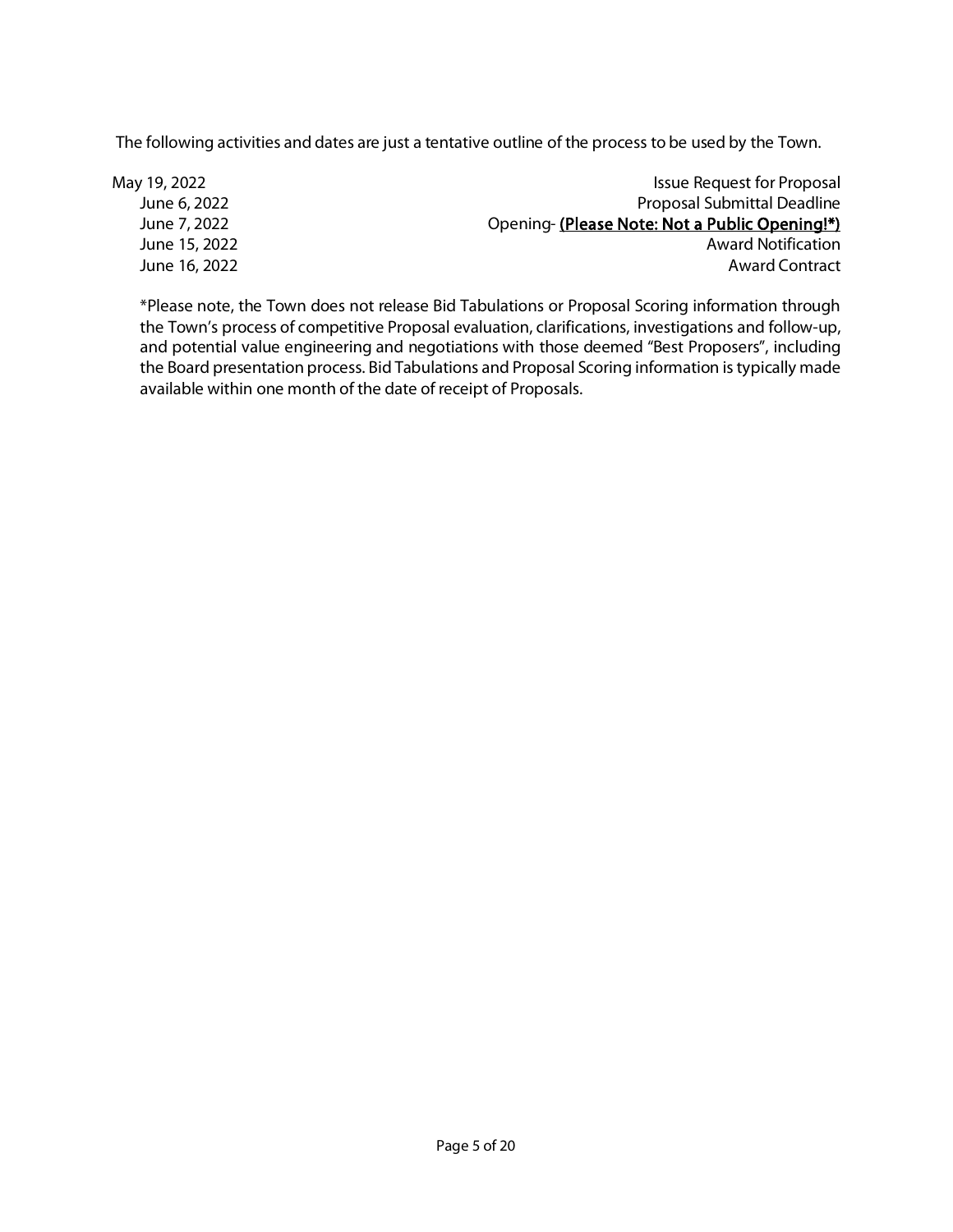The following activities and dates are just a tentative outline of the process to be used by the Town.

| | |
|---|---|
| May 19, 2022 | Issue Request for Proposal |
| June 6, 2022 | Proposal Submittal Deadline |
| June 7, 2022 | Opening- **(Please Note: Not a Public Opening!*)** |
| June 15, 2022 | Award Notification |
| June 16, 2022 | Award Contract |

*Please note, the Town does not release Bid Tabulations or Proposal Scoring information through the Town's process of competitive Proposal evaluation, clarifications, investigations and follow-up, and potential value engineering and negotiations with those deemed "Best Proposers", including the Board presentation process. Bid Tabulations and Proposal Scoring information is typically made available within one month of the date of receipt of Proposals.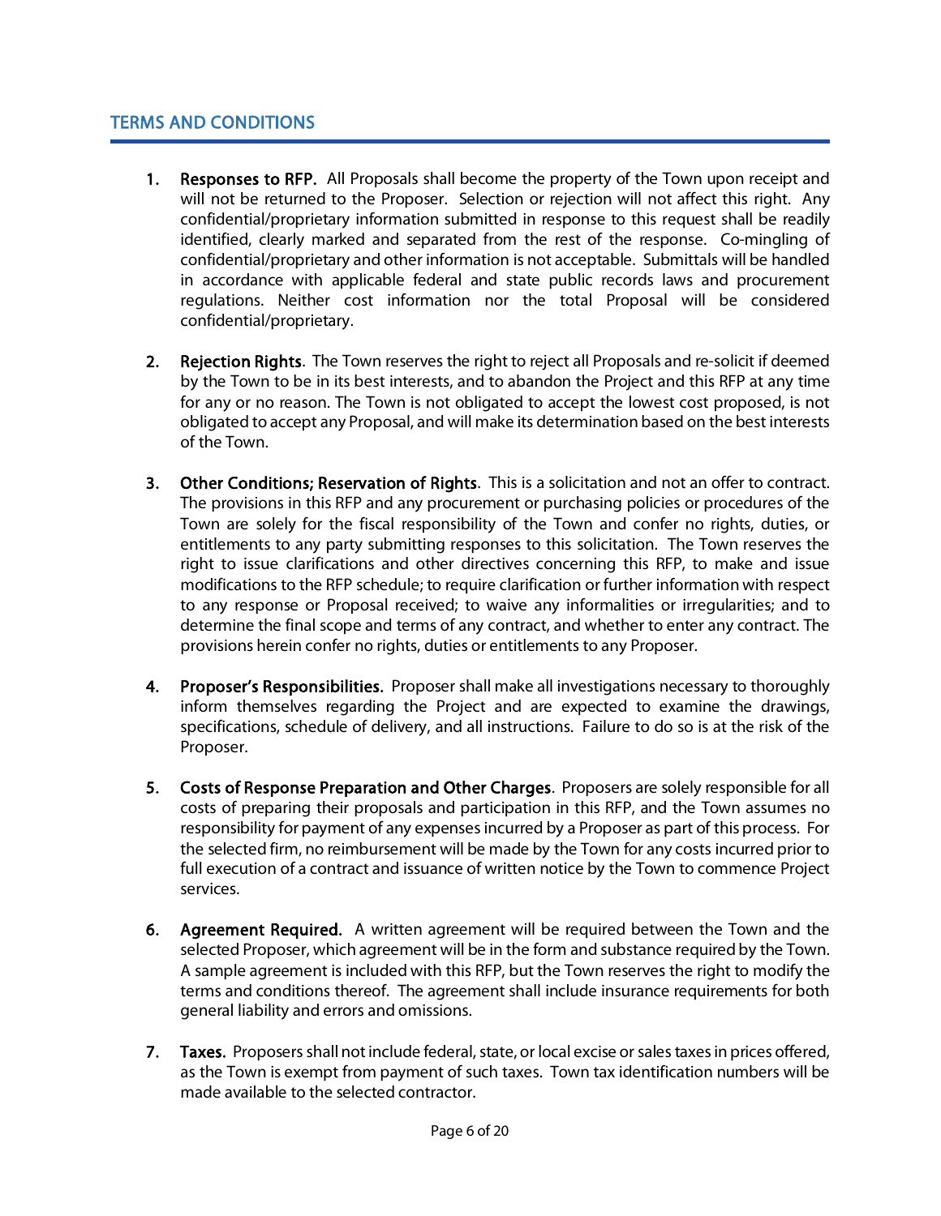## TERMS AND CONDITIONS

1. **Responses to RFP.** All Proposals shall become the property of the Town upon receipt and will not be returned to the Proposer. Selection or rejection will not affect this right. Any confidential/proprietary information submitted in response to this request shall be readily identified, clearly marked and separated from the rest of the response. Co-mingling of confidential/proprietary and other information is not acceptable. Submittals will be handled in accordance with applicable federal and state public records laws and procurement regulations. Neither cost information nor the total Proposal will be considered confidential/proprietary.

2. **Rejection Rights**. The Town reserves the right to reject all Proposals and re-solicit if deemed by the Town to be in its best interests, and to abandon the Project and this RFP at any time for any or no reason. The Town is not obligated to accept the lowest cost proposed, is not obligated to accept any Proposal, and will make its determination based on the best interests of the Town.

3. **Other Conditions; Reservation of Rights**. This is a solicitation and not an offer to contract. The provisions in this RFP and any procurement or purchasing policies or procedures of the Town are solely for the fiscal responsibility of the Town and confer no rights, duties, or entitlements to any party submitting responses to this solicitation. The Town reserves the right to issue clarifications and other directives concerning this RFP, to make and issue modifications to the RFP schedule; to require clarification or further information with respect to any response or Proposal received; to waive any informalities or irregularities; and to determine the final scope and terms of any contract, and whether to enter any contract. The provisions herein confer no rights, duties or entitlements to any Proposer.

4. **Proposer's Responsibilities.** Proposer shall make all investigations necessary to thoroughly inform themselves regarding the Project and are expected to examine the drawings, specifications, schedule of delivery, and all instructions. Failure to do so is at the risk of the Proposer.

5. **Costs of Response Preparation and Other Charges**. Proposers are solely responsible for all costs of preparing their proposals and participation in this RFP, and the Town assumes no responsibility for payment of any expenses incurred by a Proposer as part of this process. For the selected firm, no reimbursement will be made by the Town for any costs incurred prior to full execution of a contract and issuance of written notice by the Town to commence Project services.

6. **Agreement Required.** A written agreement will be required between the Town and the selected Proposer, which agreement will be in the form and substance required by the Town. A sample agreement is included with this RFP, but the Town reserves the right to modify the terms and conditions thereof. The agreement shall include insurance requirements for both general liability and errors and omissions.

7. **Taxes.** Proposers shall not include federal, state, or local excise or sales taxes in prices offered, as the Town is exempt from payment of such taxes. Town tax identification numbers will be made available to the selected contractor.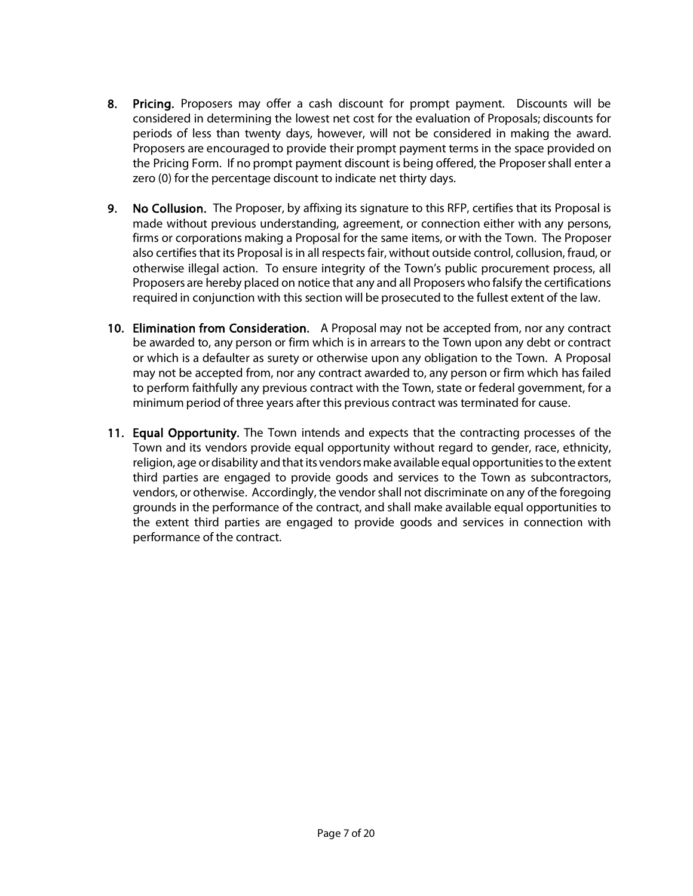8. **Pricing.** Proposers may offer a cash discount for prompt payment. Discounts will be considered in determining the lowest net cost for the evaluation of Proposals; discounts for periods of less than twenty days, however, will not be considered in making the award. Proposers are encouraged to provide their prompt payment terms in the space provided on the Pricing Form. If no prompt payment discount is being offered, the Proposer shall enter a zero (0) for the percentage discount to indicate net thirty days.

9. **No Collusion.** The Proposer, by affixing its signature to this RFP, certifies that its Proposal is made without previous understanding, agreement, or connection either with any persons, firms or corporations making a Proposal for the same items, or with the Town. The Proposer also certifies that its Proposal is in all respects fair, without outside control, collusion, fraud, or otherwise illegal action. To ensure integrity of the Town's public procurement process, all Proposers are hereby placed on notice that any and all Proposers who falsify the certifications required in conjunction with this section will be prosecuted to the fullest extent of the law.

10. **Elimination from Consideration.** A Proposal may not be accepted from, nor any contract be awarded to, any person or firm which is in arrears to the Town upon any debt or contract or which is a defaulter as surety or otherwise upon any obligation to the Town. A Proposal may not be accepted from, nor any contract awarded to, any person or firm which has failed to perform faithfully any previous contract with the Town, state or federal government, for a minimum period of three years after this previous contract was terminated for cause.

11. **Equal Opportunity.** The Town intends and expects that the contracting processes of the Town and its vendors provide equal opportunity without regard to gender, race, ethnicity, religion, age or disability and that its vendors make available equal opportunities to the extent third parties are engaged to provide goods and services to the Town as subcontractors, vendors, or otherwise. Accordingly, the vendor shall not discriminate on any of the foregoing grounds in the performance of the contract, and shall make available equal opportunities to the extent third parties are engaged to provide goods and services in connection with performance of the contract.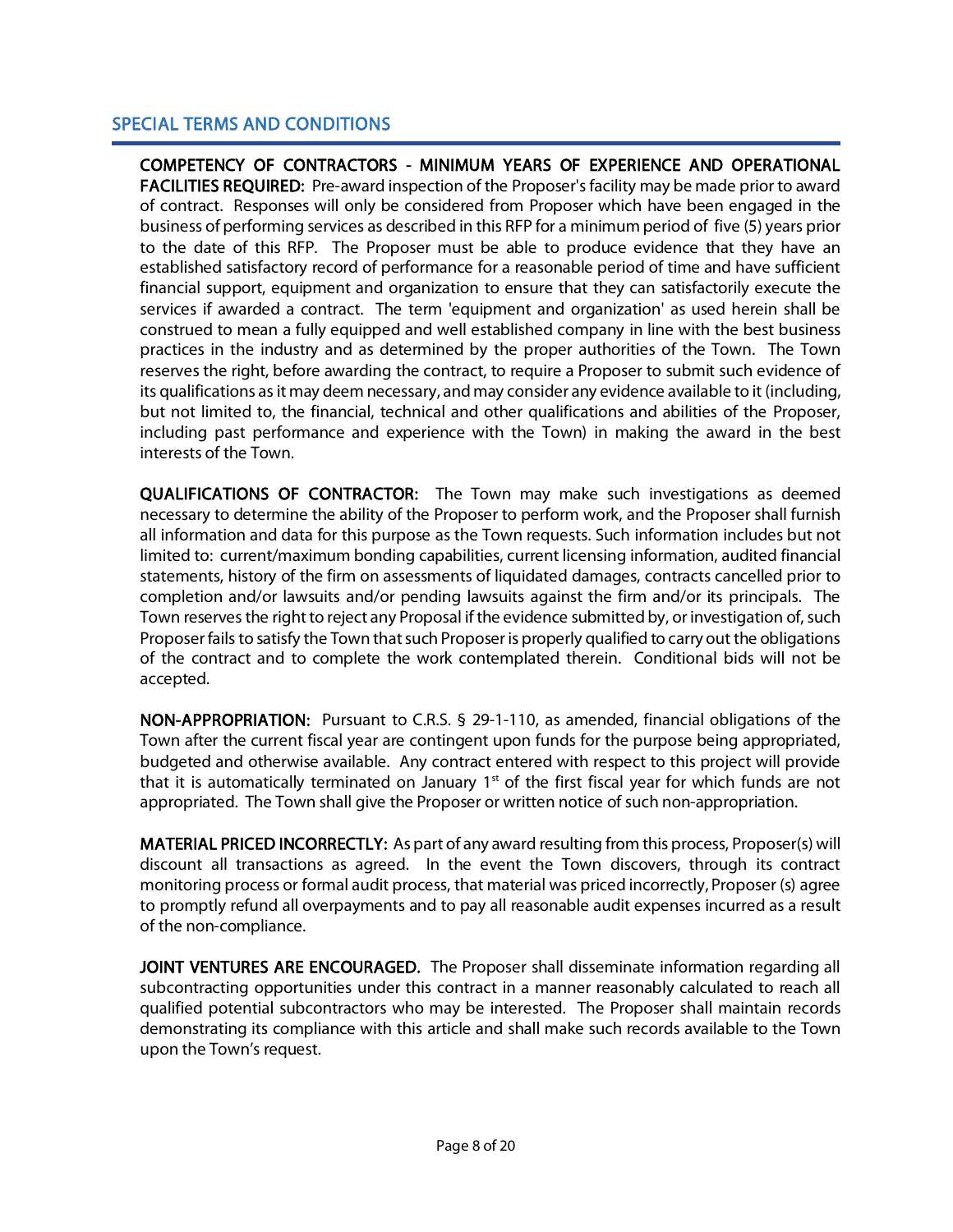## SPECIAL TERMS AND CONDITIONS

**COMPETENCY OF CONTRACTORS - MINIMUM YEARS OF EXPERIENCE AND OPERATIONAL FACILITIES REQUIRED:** Pre-award inspection of the Proposer's facility may be made prior to award of contract. Responses will only be considered from Proposer which have been engaged in the business of performing services as described in this RFP for a minimum period of five (5) years prior to the date of this RFP. The Proposer must be able to produce evidence that they have an established satisfactory record of performance for a reasonable period of time and have sufficient financial support, equipment and organization to ensure that they can satisfactorily execute the services if awarded a contract. The term 'equipment and organization' as used herein shall be construed to mean a fully equipped and well established company in line with the best business practices in the industry and as determined by the proper authorities of the Town. The Town reserves the right, before awarding the contract, to require a Proposer to submit such evidence of its qualifications as it may deem necessary, and may consider any evidence available to it (including, but not limited to, the financial, technical and other qualifications and abilities of the Proposer, including past performance and experience with the Town) in making the award in the best interests of the Town.

**QUALIFICATIONS OF CONTRACTOR:** The Town may make such investigations as deemed necessary to determine the ability of the Proposer to perform work, and the Proposer shall furnish all information and data for this purpose as the Town requests. Such information includes but not limited to: current/maximum bonding capabilities, current licensing information, audited financial statements, history of the firm on assessments of liquidated damages, contracts cancelled prior to completion and/or lawsuits and/or pending lawsuits against the firm and/or its principals. The Town reserves the right to reject any Proposal if the evidence submitted by, or investigation of, such Proposer fails to satisfy the Town that such Proposer is properly qualified to carry out the obligations of the contract and to complete the work contemplated therein. Conditional bids will not be accepted.

**NON-APPROPRIATION:** Pursuant to C.R.S. § 29-1-110, as amended, financial obligations of the Town after the current fiscal year are contingent upon funds for the purpose being appropriated, budgeted and otherwise available. Any contract entered with respect to this project will provide that it is automatically terminated on January 1st of the first fiscal year for which funds are not appropriated. The Town shall give the Proposer or written notice of such non-appropriation.

**MATERIAL PRICED INCORRECTLY:** As part of any award resulting from this process, Proposer(s) will discount all transactions as agreed. In the event the Town discovers, through its contract monitoring process or formal audit process, that material was priced incorrectly, Proposer (s) agree to promptly refund all overpayments and to pay all reasonable audit expenses incurred as a result of the non-compliance.

**JOINT VENTURES ARE ENCOURAGED.** The Proposer shall disseminate information regarding all subcontracting opportunities under this contract in a manner reasonably calculated to reach all qualified potential subcontractors who may be interested. The Proposer shall maintain records demonstrating its compliance with this article and shall make such records available to the Town upon the Town's request.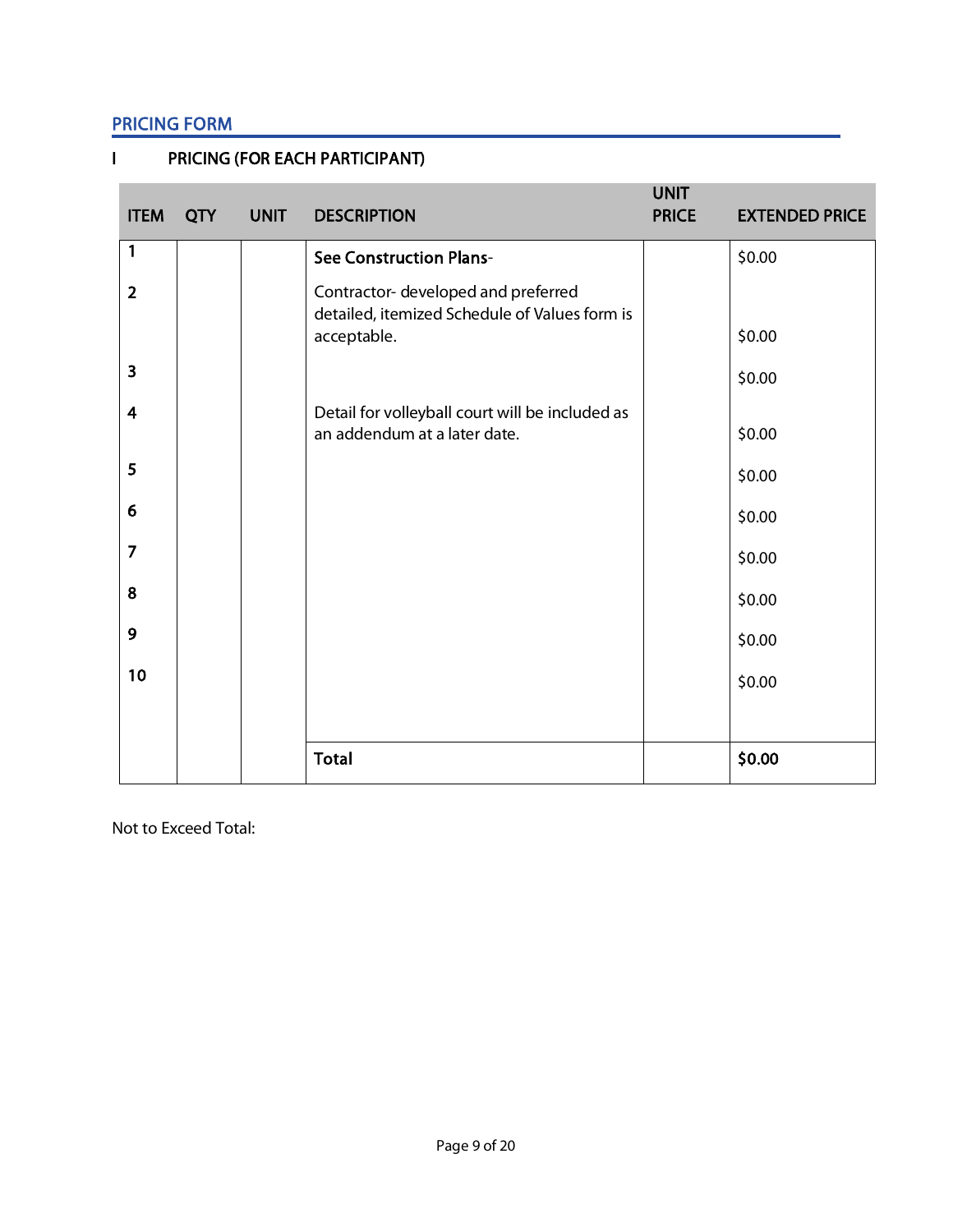## PRICING FORM

### I PRICING (FOR EACH PARTICIPANT)

| ITEM | QTY | UNIT | DESCRIPTION | UNIT PRICE | EXTENDED PRICE |
|---|---|---|---|---|---|
| 1 | | | **See Construction Plans**- | | $0.00 |
| 2 | | | Contractor- developed and preferred detailed, itemized Schedule of Values form is acceptable. | | $0.00 |
| 3 | | | | | $0.00 |
| 4 | | | Detail for volleyball court will be included as an addendum at a later date. | | $0.00 |
| 5 | | | | | $0.00 |
| 6 | | | | | $0.00 |
| 7 | | | | | $0.00 |
| 8 | | | | | $0.00 |
| 9 | | | | | $0.00 |
| 10 | | | | | $0.00 |
| | | | **Total** | | **$0.00** |

Not to Exceed Total: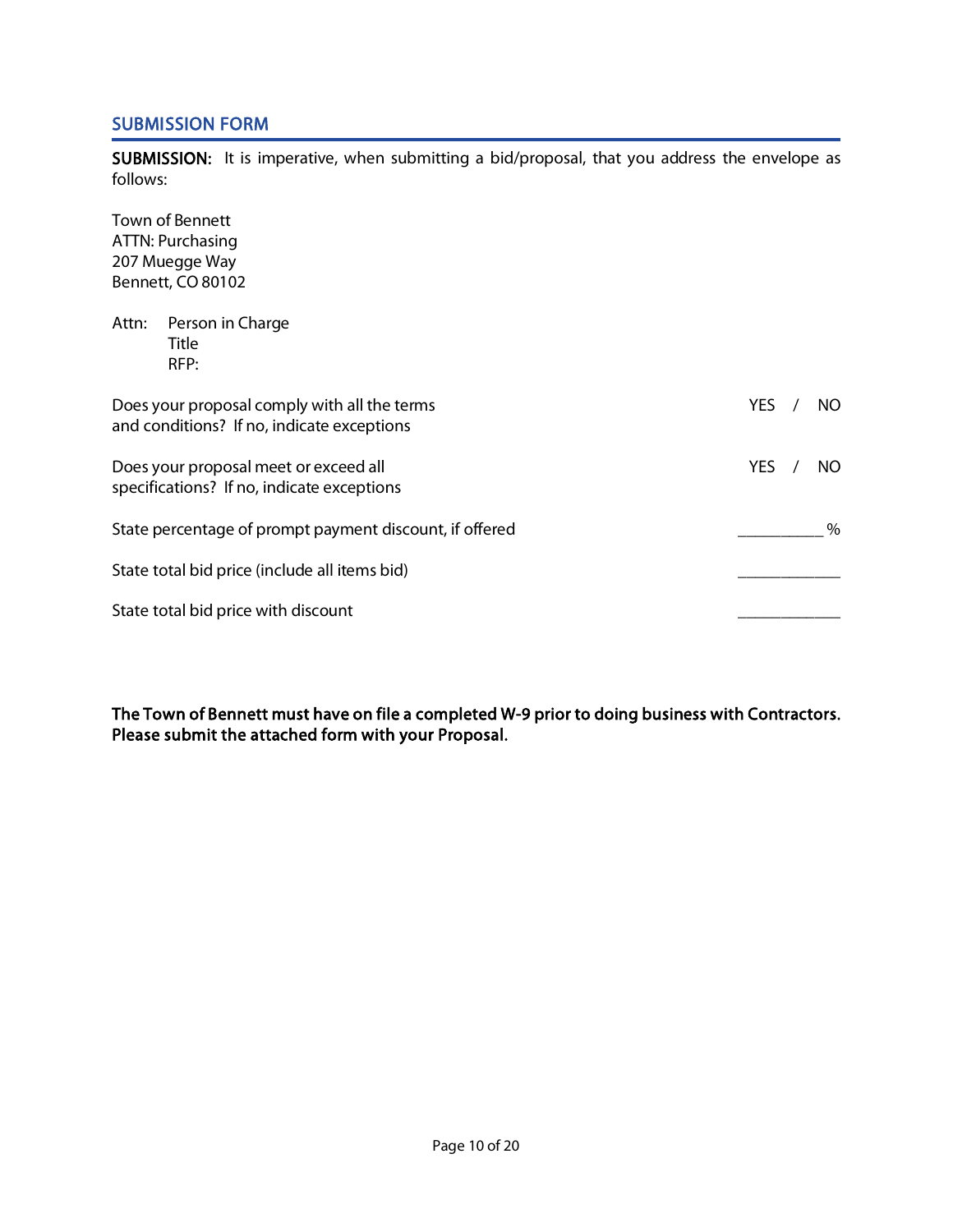## SUBMISSION FORM

**SUBMISSION:** It is imperative, when submitting a bid/proposal, that you address the envelope as follows:

Town of Bennett
ATTN: Purchasing
207 Muegge Way
Bennett, CO 80102

Attn: Person in Charge
Title
RFP:

| | |
|---|---|
| Does your proposal comply with all the terms and conditions? If no, indicate exceptions | YES / NO |
| Does your proposal meet or exceed all specifications? If no, indicate exceptions | YES / NO |
| State percentage of prompt payment discount, if offered | __________ % |
| State total bid price (include all items bid) | ____________ |
| State total bid price with discount | ____________ |

**The Town of Bennett must have on file a completed W-9 prior to doing business with Contractors. Please submit the attached form with your Proposal.**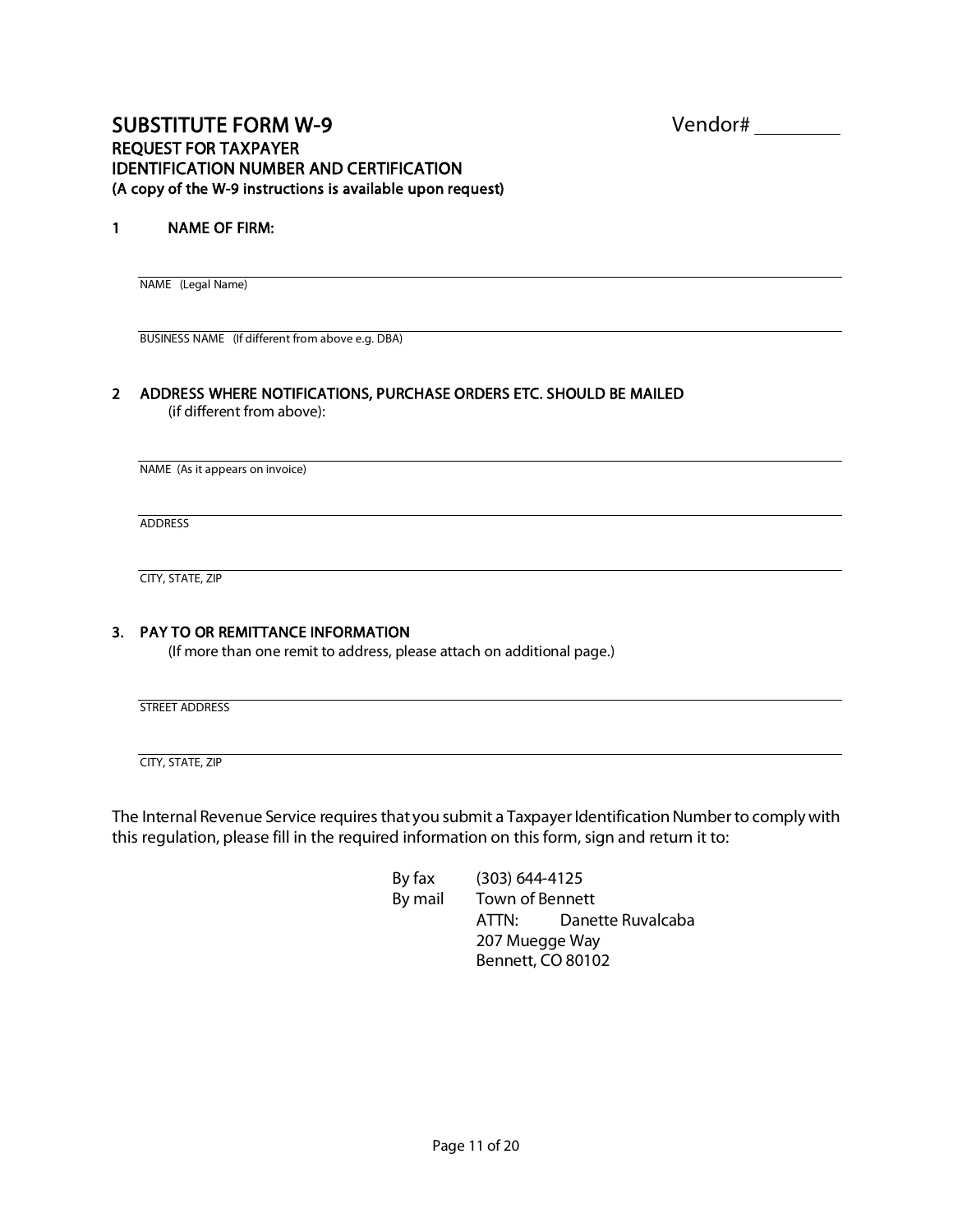## SUBSTITUTE FORM W-9

Vendor# _________

### REQUEST FOR TAXPAYER IDENTIFICATION NUMBER AND CERTIFICATION

**(A copy of the W-9 instructions is available upon request)**

**1 NAME OF FIRM:**

_______________________________________________
NAME (Legal Name)

_______________________________________________
BUSINESS NAME (If different from above e.g. DBA)

**2 ADDRESS WHERE NOTIFICATIONS, PURCHASE ORDERS ETC. SHOULD BE MAILED**
(if different from above):

_______________________________________________
NAME (As it appears on invoice)

_______________________________________________
ADDRESS

_______________________________________________
CITY, STATE, ZIP

**3. PAY TO OR REMITTANCE INFORMATION**
(If more than one remit to address, please attach on additional page.)

_______________________________________________
STREET ADDRESS

_______________________________________________
CITY, STATE, ZIP

The Internal Revenue Service requires that you submit a Taxpayer Identification Number to comply with this regulation, please fill in the required information on this form, sign and return it to:

By fax (303) 644-4125
By mail Town of Bennett
ATTN: Danette Ruvalcaba
207 Muegge Way
Bennett, CO 80102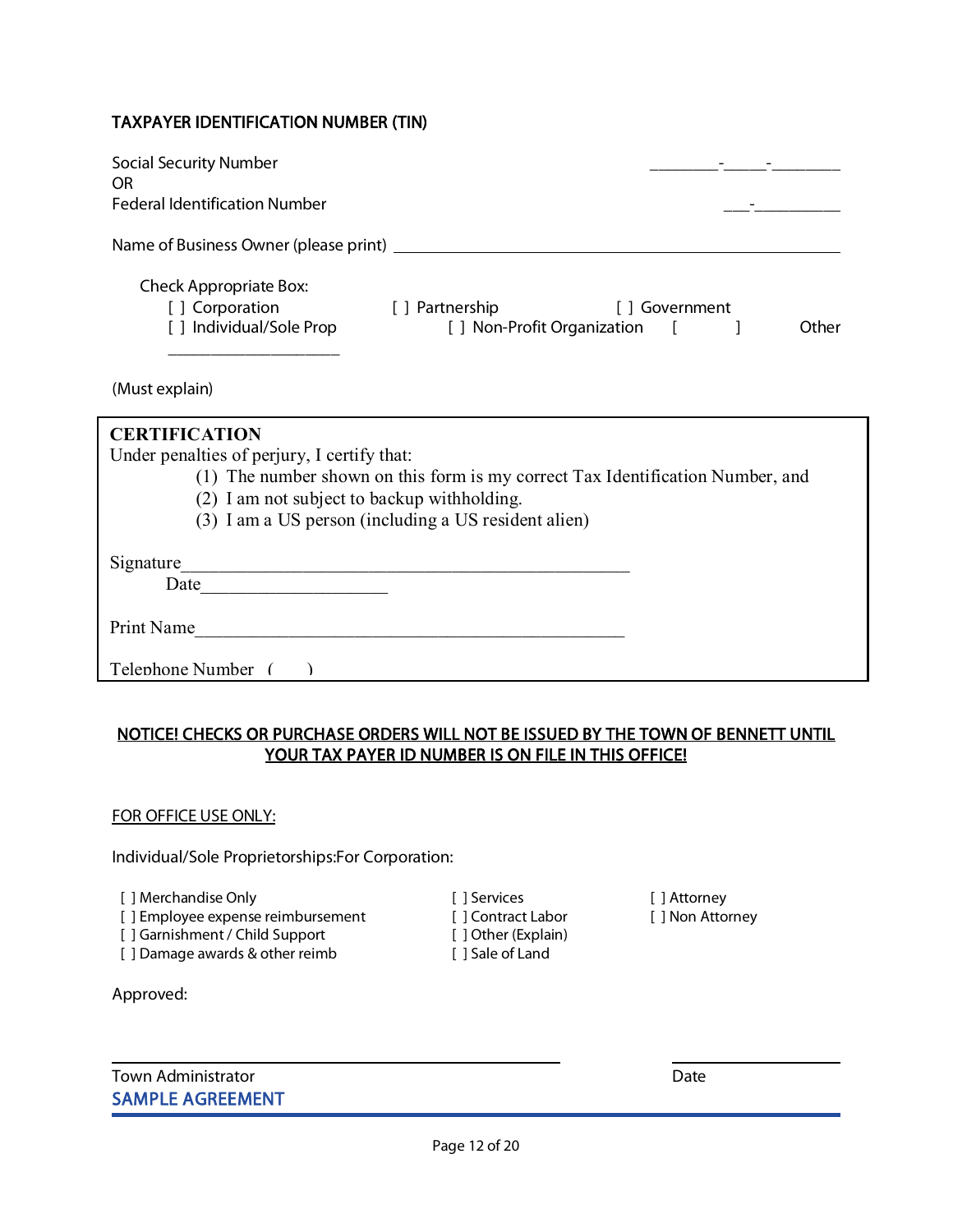## TAXPAYER IDENTIFICATION NUMBER (TIN)

Social Security Number ________-_____-________
OR
Federal Identification Number ___-__________

Name of Business Owner (please print) ______________________________________________________

Check Appropriate Box:

[ ] Corporation [ ] Partnership [ ] Government
[ ] Individual/Sole Prop [ ] Non-Profit Organization [ ] Other ____________________

(Must explain)

**CERTIFICATION**

Under penalties of perjury, I certify that:

(1) The number shown on this form is my correct Tax Identification Number, and
(2) I am not subject to backup withholding.
(3) I am a US person (including a US resident alien)

Signature__________________________________________________ Date____________________

Print Name_______________________________________________

Telephone Number ( )

**NOTICE! CHECKS OR PURCHASE ORDERS WILL NOT BE ISSUED BY THE TOWN OF BENNETT UNTIL YOUR TAX PAYER ID NUMBER IS ON FILE IN THIS OFFICE!**

FOR OFFICE USE ONLY:

Individual/Sole Proprietorships:For Corporation:

[ ] Merchandise Only
[ ] Employee expense reimbursement
[ ] Garnishment / Child Support
[ ] Damage awards & other reimb

[ ] Services
[ ] Contract Labor
[ ] Other (Explain)
[ ] Sale of Land

[ ] Attorney
[ ] Non Attorney

Approved:

______________________________________________ ____________________
Town Administrator Date

SAMPLE AGREEMENT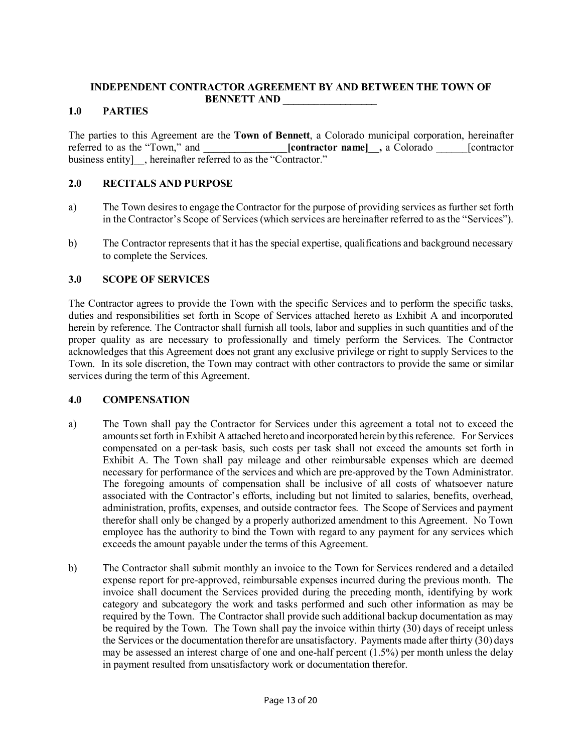**INDEPENDENT CONTRACTOR AGREEMENT BY AND BETWEEN THE TOWN OF BENNETT AND \_\_\_\_\_\_\_\_\_\_\_\_\_\_\_\_\_**

### 1.0 PARTIES

The parties to this Agreement are the **Town of Bennett**, a Colorado municipal corporation, hereinafter referred to as the "Town," and **\_\_\_\_\_\_\_\_\_\_\_\_\_\_\_\_[contractor name]\_\_,** a Colorado \_\_\_\_\_\_[contractor business entity]\_\_, hereinafter referred to as the "Contractor."

### 2.0 RECITALS AND PURPOSE

a) The Town desires to engage the Contractor for the purpose of providing services as further set forth in the Contractor's Scope of Services (which services are hereinafter referred to as the "Services").

b) The Contractor represents that it has the special expertise, qualifications and background necessary to complete the Services.

### 3.0 SCOPE OF SERVICES

The Contractor agrees to provide the Town with the specific Services and to perform the specific tasks, duties and responsibilities set forth in Scope of Services attached hereto as Exhibit A and incorporated herein by reference. The Contractor shall furnish all tools, labor and supplies in such quantities and of the proper quality as are necessary to professionally and timely perform the Services. The Contractor acknowledges that this Agreement does not grant any exclusive privilege or right to supply Services to the Town. In its sole discretion, the Town may contract with other contractors to provide the same or similar services during the term of this Agreement.

### 4.0 COMPENSATION

a) The Town shall pay the Contractor for Services under this agreement a total not to exceed the amounts set forth in Exhibit A attached hereto and incorporated herein by this reference. For Services compensated on a per-task basis, such costs per task shall not exceed the amounts set forth in Exhibit A. The Town shall pay mileage and other reimbursable expenses which are deemed necessary for performance of the services and which are pre-approved by the Town Administrator. The foregoing amounts of compensation shall be inclusive of all costs of whatsoever nature associated with the Contractor's efforts, including but not limited to salaries, benefits, overhead, administration, profits, expenses, and outside contractor fees. The Scope of Services and payment therefor shall only be changed by a properly authorized amendment to this Agreement. No Town employee has the authority to bind the Town with regard to any payment for any services which exceeds the amount payable under the terms of this Agreement.

b) The Contractor shall submit monthly an invoice to the Town for Services rendered and a detailed expense report for pre-approved, reimbursable expenses incurred during the previous month. The invoice shall document the Services provided during the preceding month, identifying by work category and subcategory the work and tasks performed and such other information as may be required by the Town. The Contractor shall provide such additional backup documentation as may be required by the Town. The Town shall pay the invoice within thirty (30) days of receipt unless the Services or the documentation therefor are unsatisfactory. Payments made after thirty (30) days may be assessed an interest charge of one and one-half percent (1.5%) per month unless the delay in payment resulted from unsatisfactory work or documentation therefor.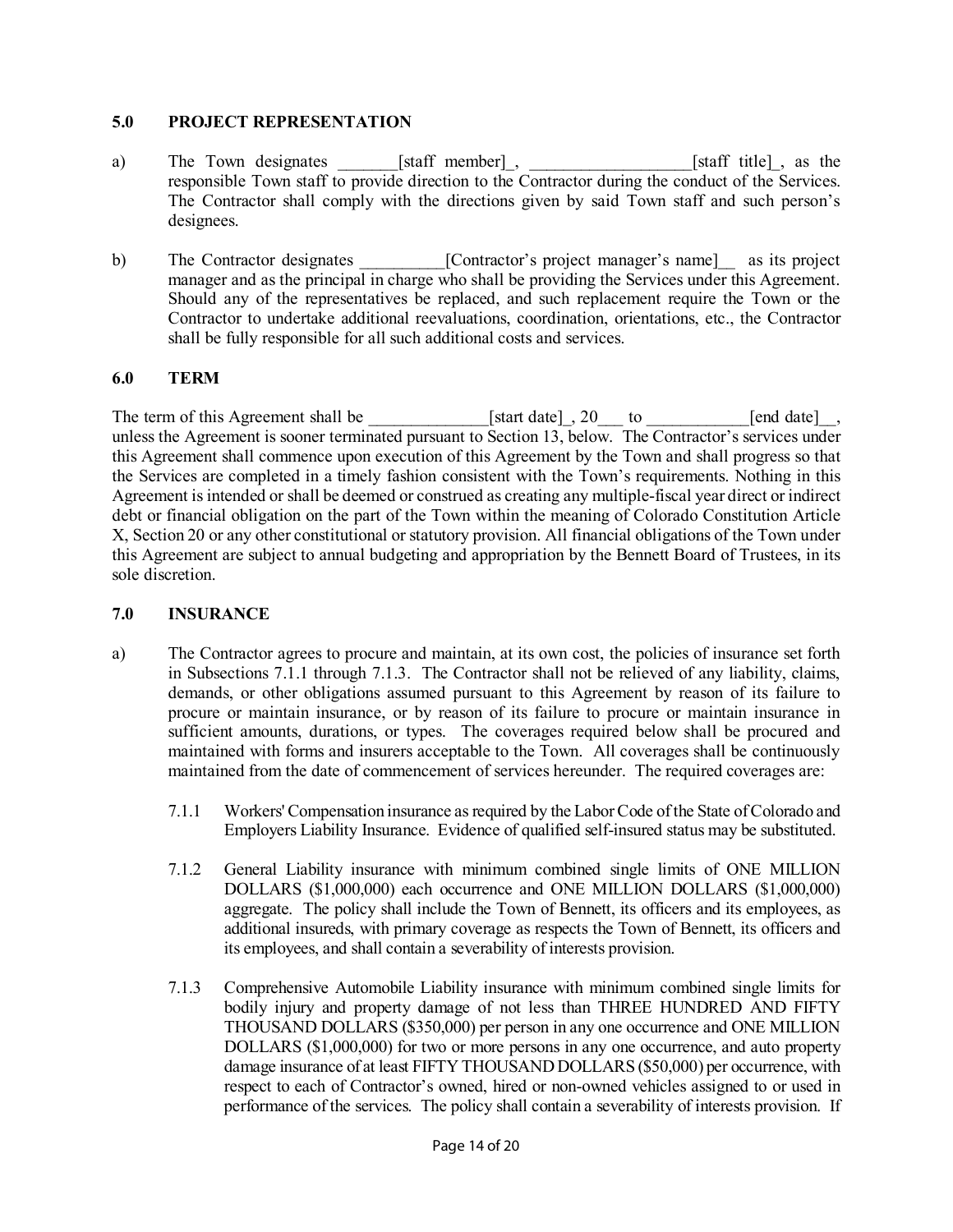## 5.0 PROJECT REPRESENTATION

a) The Town designates _______[staff member]_, __________________[staff title]_, as the responsible Town staff to provide direction to the Contractor during the conduct of the Services. The Contractor shall comply with the directions given by said Town staff and such person's designees.

b) The Contractor designates __________[Contractor's project manager's name]__ as its project manager and as the principal in charge who shall be providing the Services under this Agreement. Should any of the representatives be replaced, and such replacement require the Town or the Contractor to undertake additional reevaluations, coordination, orientations, etc., the Contractor shall be fully responsible for all such additional costs and services.

## 6.0 TERM

The term of this Agreement shall be ______________[start date]_, 20___ to ____________[end date]__, unless the Agreement is sooner terminated pursuant to Section 13, below. The Contractor's services under this Agreement shall commence upon execution of this Agreement by the Town and shall progress so that the Services are completed in a timely fashion consistent with the Town's requirements. Nothing in this Agreement is intended or shall be deemed or construed as creating any multiple-fiscal year direct or indirect debt or financial obligation on the part of the Town within the meaning of Colorado Constitution Article X, Section 20 or any other constitutional or statutory provision. All financial obligations of the Town under this Agreement are subject to annual budgeting and appropriation by the Bennett Board of Trustees, in its sole discretion.

## 7.0 INSURANCE

a) The Contractor agrees to procure and maintain, at its own cost, the policies of insurance set forth in Subsections 7.1.1 through 7.1.3. The Contractor shall not be relieved of any liability, claims, demands, or other obligations assumed pursuant to this Agreement by reason of its failure to procure or maintain insurance, or by reason of its failure to procure or maintain insurance in sufficient amounts, durations, or types. The coverages required below shall be procured and maintained with forms and insurers acceptable to the Town. All coverages shall be continuously maintained from the date of commencement of services hereunder. The required coverages are:

7.1.1 Workers' Compensation insurance as required by the Labor Code of the State of Colorado and Employers Liability Insurance. Evidence of qualified self-insured status may be substituted.

7.1.2 General Liability insurance with minimum combined single limits of ONE MILLION DOLLARS ($1,000,000) each occurrence and ONE MILLION DOLLARS ($1,000,000) aggregate. The policy shall include the Town of Bennett, its officers and its employees, as additional insureds, with primary coverage as respects the Town of Bennett, its officers and its employees, and shall contain a severability of interests provision.

7.1.3 Comprehensive Automobile Liability insurance with minimum combined single limits for bodily injury and property damage of not less than THREE HUNDRED AND FIFTY THOUSAND DOLLARS ($350,000) per person in any one occurrence and ONE MILLION DOLLARS ($1,000,000) for two or more persons in any one occurrence, and auto property damage insurance of at least FIFTY THOUSAND DOLLARS ($50,000) per occurrence, with respect to each of Contractor's owned, hired or non-owned vehicles assigned to or used in performance of the services. The policy shall contain a severability of interests provision. If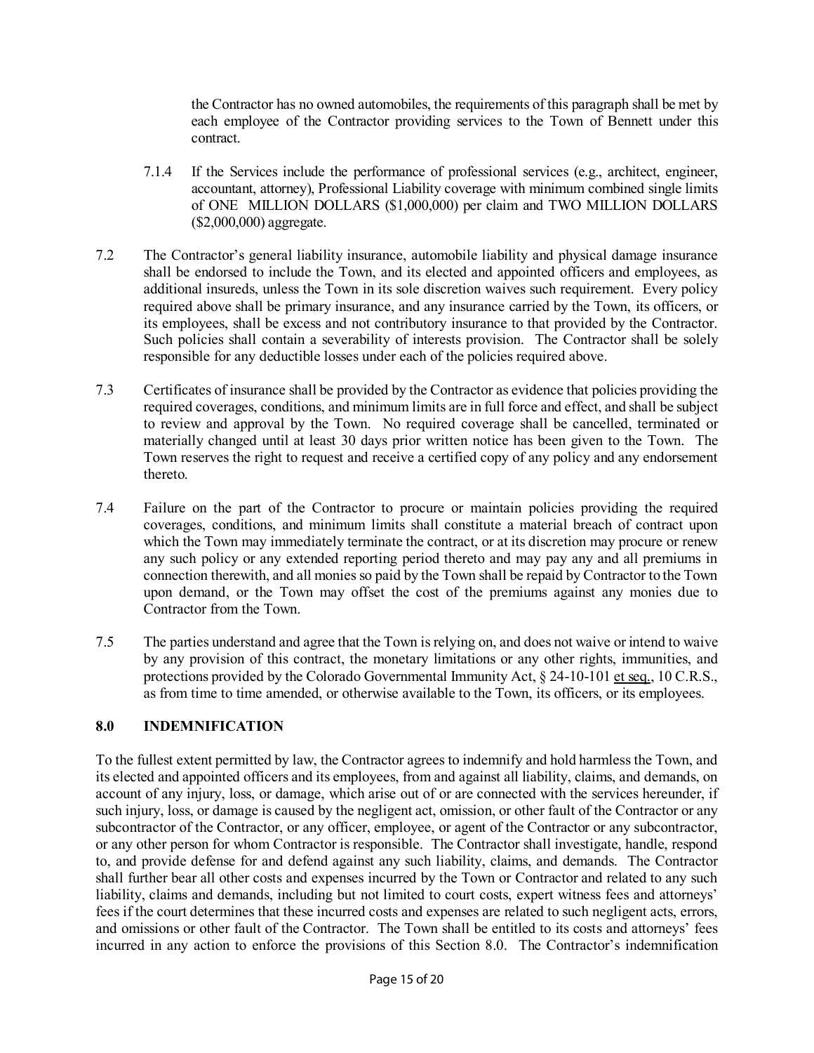the Contractor has no owned automobiles, the requirements of this paragraph shall be met by each employee of the Contractor providing services to the Town of Bennett under this contract.

7.1.4 If the Services include the performance of professional services (e.g., architect, engineer, accountant, attorney), Professional Liability coverage with minimum combined single limits of ONE MILLION DOLLARS ($1,000,000) per claim and TWO MILLION DOLLARS ($2,000,000) aggregate.

7.2 The Contractor's general liability insurance, automobile liability and physical damage insurance shall be endorsed to include the Town, and its elected and appointed officers and employees, as additional insureds, unless the Town in its sole discretion waives such requirement. Every policy required above shall be primary insurance, and any insurance carried by the Town, its officers, or its employees, shall be excess and not contributory insurance to that provided by the Contractor. Such policies shall contain a severability of interests provision. The Contractor shall be solely responsible for any deductible losses under each of the policies required above.

7.3 Certificates of insurance shall be provided by the Contractor as evidence that policies providing the required coverages, conditions, and minimum limits are in full force and effect, and shall be subject to review and approval by the Town. No required coverage shall be cancelled, terminated or materially changed until at least 30 days prior written notice has been given to the Town. The Town reserves the right to request and receive a certified copy of any policy and any endorsement thereto.

7.4 Failure on the part of the Contractor to procure or maintain policies providing the required coverages, conditions, and minimum limits shall constitute a material breach of contract upon which the Town may immediately terminate the contract, or at its discretion may procure or renew any such policy or any extended reporting period thereto and may pay any and all premiums in connection therewith, and all monies so paid by the Town shall be repaid by Contractor to the Town upon demand, or the Town may offset the cost of the premiums against any monies due to Contractor from the Town.

7.5 The parties understand and agree that the Town is relying on, and does not waive or intend to waive by any provision of this contract, the monetary limitations or any other rights, immunities, and protections provided by the Colorado Governmental Immunity Act, § 24-10-101 et seq., 10 C.R.S., as from time to time amended, or otherwise available to the Town, its officers, or its employees.

## 8.0 INDEMNIFICATION

To the fullest extent permitted by law, the Contractor agrees to indemnify and hold harmless the Town, and its elected and appointed officers and its employees, from and against all liability, claims, and demands, on account of any injury, loss, or damage, which arise out of or are connected with the services hereunder, if such injury, loss, or damage is caused by the negligent act, omission, or other fault of the Contractor or any subcontractor of the Contractor, or any officer, employee, or agent of the Contractor or any subcontractor, or any other person for whom Contractor is responsible. The Contractor shall investigate, handle, respond to, and provide defense for and defend against any such liability, claims, and demands. The Contractor shall further bear all other costs and expenses incurred by the Town or Contractor and related to any such liability, claims and demands, including but not limited to court costs, expert witness fees and attorneys' fees if the court determines that these incurred costs and expenses are related to such negligent acts, errors, and omissions or other fault of the Contractor. The Town shall be entitled to its costs and attorneys' fees incurred in any action to enforce the provisions of this Section 8.0. The Contractor's indemnification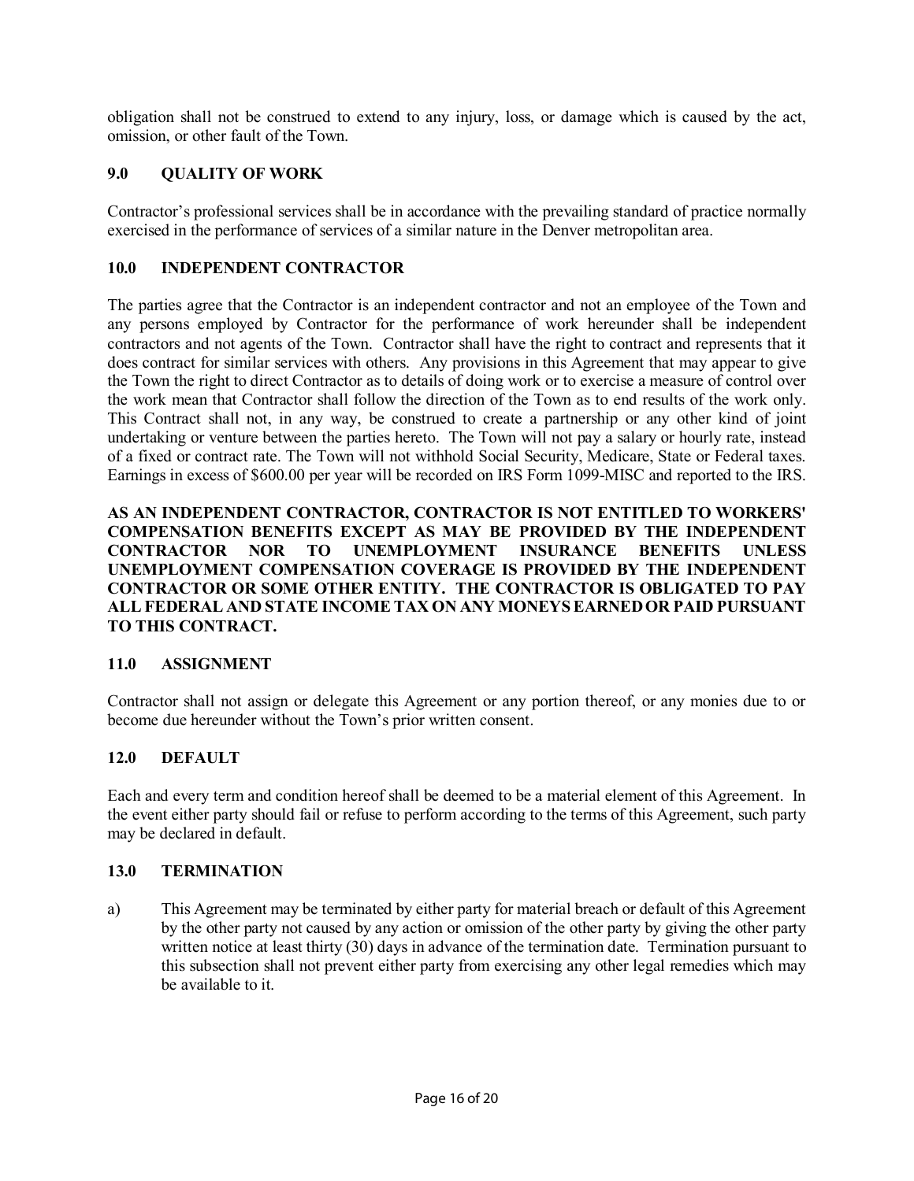obligation shall not be construed to extend to any injury, loss, or damage which is caused by the act, omission, or other fault of the Town.

## 9.0 QUALITY OF WORK

Contractor's professional services shall be in accordance with the prevailing standard of practice normally exercised in the performance of services of a similar nature in the Denver metropolitan area.

## 10.0 INDEPENDENT CONTRACTOR

The parties agree that the Contractor is an independent contractor and not an employee of the Town and any persons employed by Contractor for the performance of work hereunder shall be independent contractors and not agents of the Town. Contractor shall have the right to contract and represents that it does contract for similar services with others. Any provisions in this Agreement that may appear to give the Town the right to direct Contractor as to details of doing work or to exercise a measure of control over the work mean that Contractor shall follow the direction of the Town as to end results of the work only. This Contract shall not, in any way, be construed to create a partnership or any other kind of joint undertaking or venture between the parties hereto. The Town will not pay a salary or hourly rate, instead of a fixed or contract rate. The Town will not withhold Social Security, Medicare, State or Federal taxes. Earnings in excess of $600.00 per year will be recorded on IRS Form 1099-MISC and reported to the IRS.

**AS AN INDEPENDENT CONTRACTOR, CONTRACTOR IS NOT ENTITLED TO WORKERS' COMPENSATION BENEFITS EXCEPT AS MAY BE PROVIDED BY THE INDEPENDENT CONTRACTOR NOR TO UNEMPLOYMENT INSURANCE BENEFITS UNLESS UNEMPLOYMENT COMPENSATION COVERAGE IS PROVIDED BY THE INDEPENDENT CONTRACTOR OR SOME OTHER ENTITY. THE CONTRACTOR IS OBLIGATED TO PAY ALL FEDERAL AND STATE INCOME TAX ON ANY MONEYS EARNED OR PAID PURSUANT TO THIS CONTRACT.**

## 11.0 ASSIGNMENT

Contractor shall not assign or delegate this Agreement or any portion thereof, or any monies due to or become due hereunder without the Town's prior written consent.

## 12.0 DEFAULT

Each and every term and condition hereof shall be deemed to be a material element of this Agreement. In the event either party should fail or refuse to perform according to the terms of this Agreement, such party may be declared in default.

## 13.0 TERMINATION

a) This Agreement may be terminated by either party for material breach or default of this Agreement by the other party not caused by any action or omission of the other party by giving the other party written notice at least thirty (30) days in advance of the termination date. Termination pursuant to this subsection shall not prevent either party from exercising any other legal remedies which may be available to it.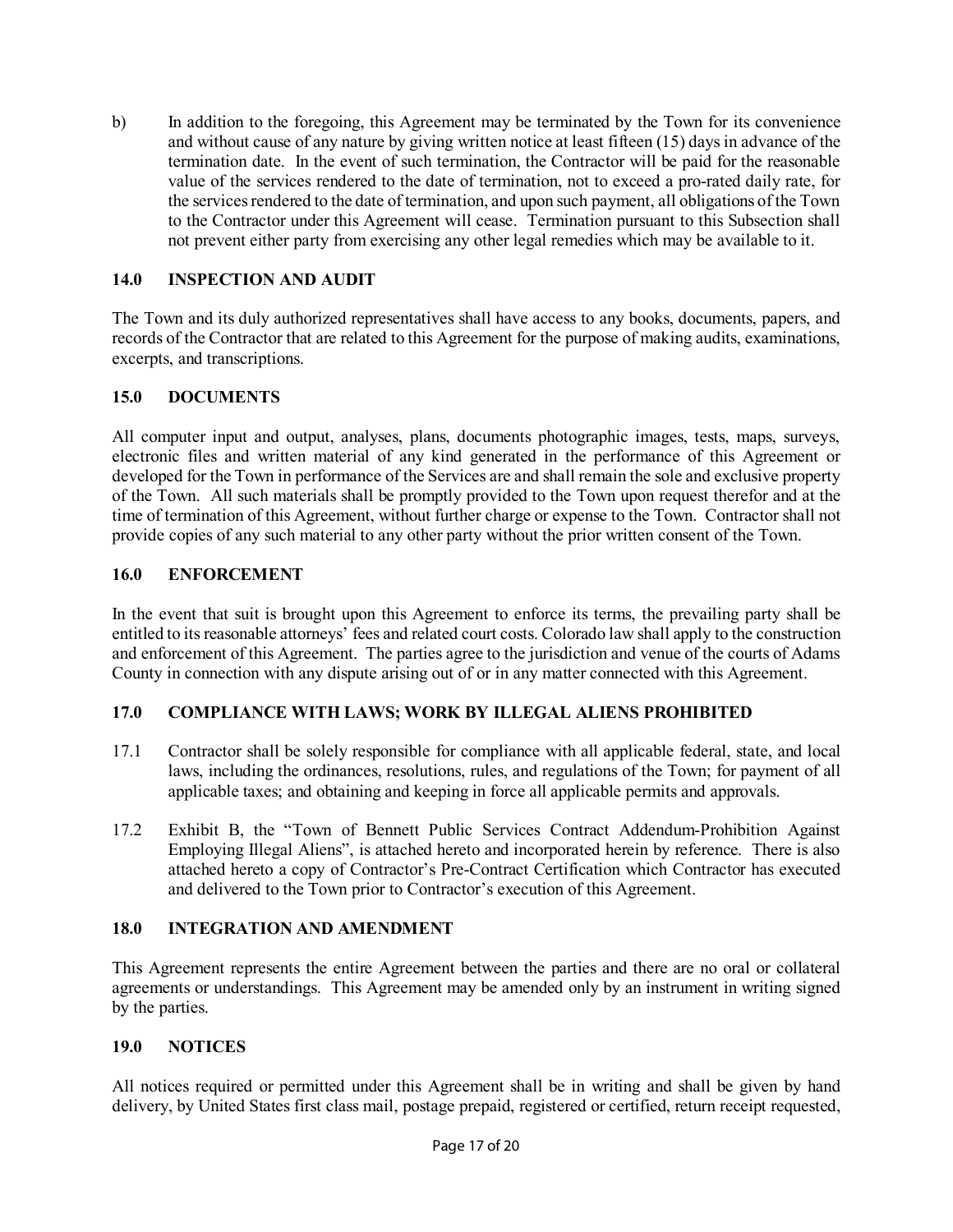b) In addition to the foregoing, this Agreement may be terminated by the Town for its convenience and without cause of any nature by giving written notice at least fifteen (15) days in advance of the termination date. In the event of such termination, the Contractor will be paid for the reasonable value of the services rendered to the date of termination, not to exceed a pro-rated daily rate, for the services rendered to the date of termination, and upon such payment, all obligations of the Town to the Contractor under this Agreement will cease. Termination pursuant to this Subsection shall not prevent either party from exercising any other legal remedies which may be available to it.

## 14.0 INSPECTION AND AUDIT

The Town and its duly authorized representatives shall have access to any books, documents, papers, and records of the Contractor that are related to this Agreement for the purpose of making audits, examinations, excerpts, and transcriptions.

## 15.0 DOCUMENTS

All computer input and output, analyses, plans, documents photographic images, tests, maps, surveys, electronic files and written material of any kind generated in the performance of this Agreement or developed for the Town in performance of the Services are and shall remain the sole and exclusive property of the Town. All such materials shall be promptly provided to the Town upon request therefor and at the time of termination of this Agreement, without further charge or expense to the Town. Contractor shall not provide copies of any such material to any other party without the prior written consent of the Town.

## 16.0 ENFORCEMENT

In the event that suit is brought upon this Agreement to enforce its terms, the prevailing party shall be entitled to its reasonable attorneys' fees and related court costs. Colorado law shall apply to the construction and enforcement of this Agreement. The parties agree to the jurisdiction and venue of the courts of Adams County in connection with any dispute arising out of or in any matter connected with this Agreement.

## 17.0 COMPLIANCE WITH LAWS; WORK BY ILLEGAL ALIENS PROHIBITED

17.1 Contractor shall be solely responsible for compliance with all applicable federal, state, and local laws, including the ordinances, resolutions, rules, and regulations of the Town; for payment of all applicable taxes; and obtaining and keeping in force all applicable permits and approvals.

17.2 Exhibit B, the "Town of Bennett Public Services Contract Addendum-Prohibition Against Employing Illegal Aliens", is attached hereto and incorporated herein by reference. There is also attached hereto a copy of Contractor's Pre-Contract Certification which Contractor has executed and delivered to the Town prior to Contractor's execution of this Agreement.

## 18.0 INTEGRATION AND AMENDMENT

This Agreement represents the entire Agreement between the parties and there are no oral or collateral agreements or understandings. This Agreement may be amended only by an instrument in writing signed by the parties.

## 19.0 NOTICES

All notices required or permitted under this Agreement shall be in writing and shall be given by hand delivery, by United States first class mail, postage prepaid, registered or certified, return receipt requested,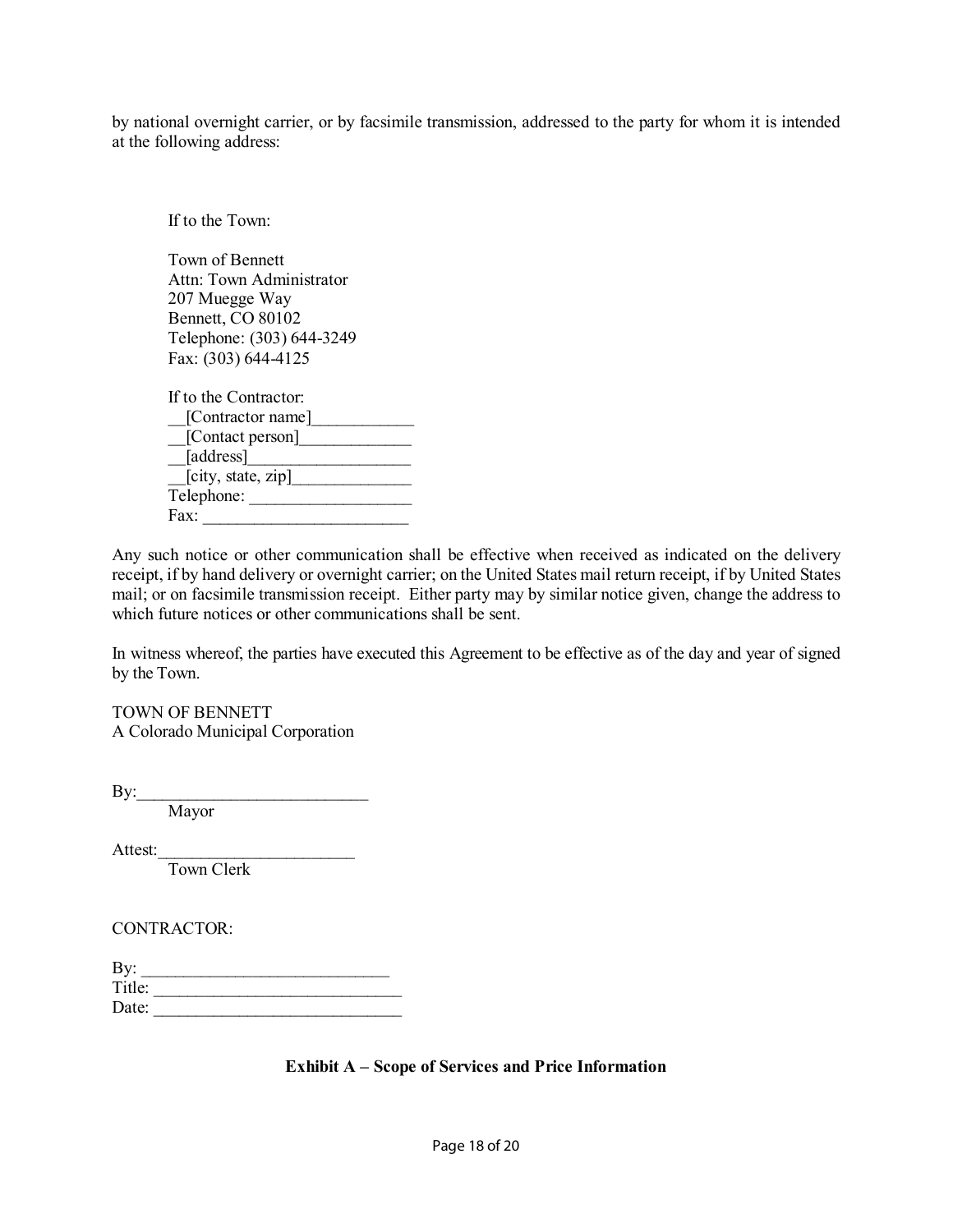by national overnight carrier, or by facsimile transmission, addressed to the party for whom it is intended at the following address:

If to the Town:

Town of Bennett  
Attn: Town Administrator  
207 Muegge Way  
Bennett, CO 80102  
Telephone: (303) 644-3249  
Fax: (303) 644-4125

If to the Contractor:  
__[Contractor name]____________  
__[Contact person]_____________  
__[address]___________________  
__[city, state, zip]______________  
Telephone: ___________________  
Fax: ________________________

Any such notice or other communication shall be effective when received as indicated on the delivery receipt, if by hand delivery or overnight carrier; on the United States mail return receipt, if by United States mail; or on facsimile transmission receipt. Either party may by similar notice given, change the address to which future notices or other communications shall be sent.

In witness whereof, the parties have executed this Agreement to be effective as of the day and year of signed by the Town.

TOWN OF BENNETT  
A Colorado Municipal Corporation

By:___________________________  
Mayor

Attest:_______________________  
Town Clerk

CONTRACTOR:

By: _____________________________  
Title: ____________________________  
Date: ____________________________

**Exhibit A – Scope of Services and Price Information**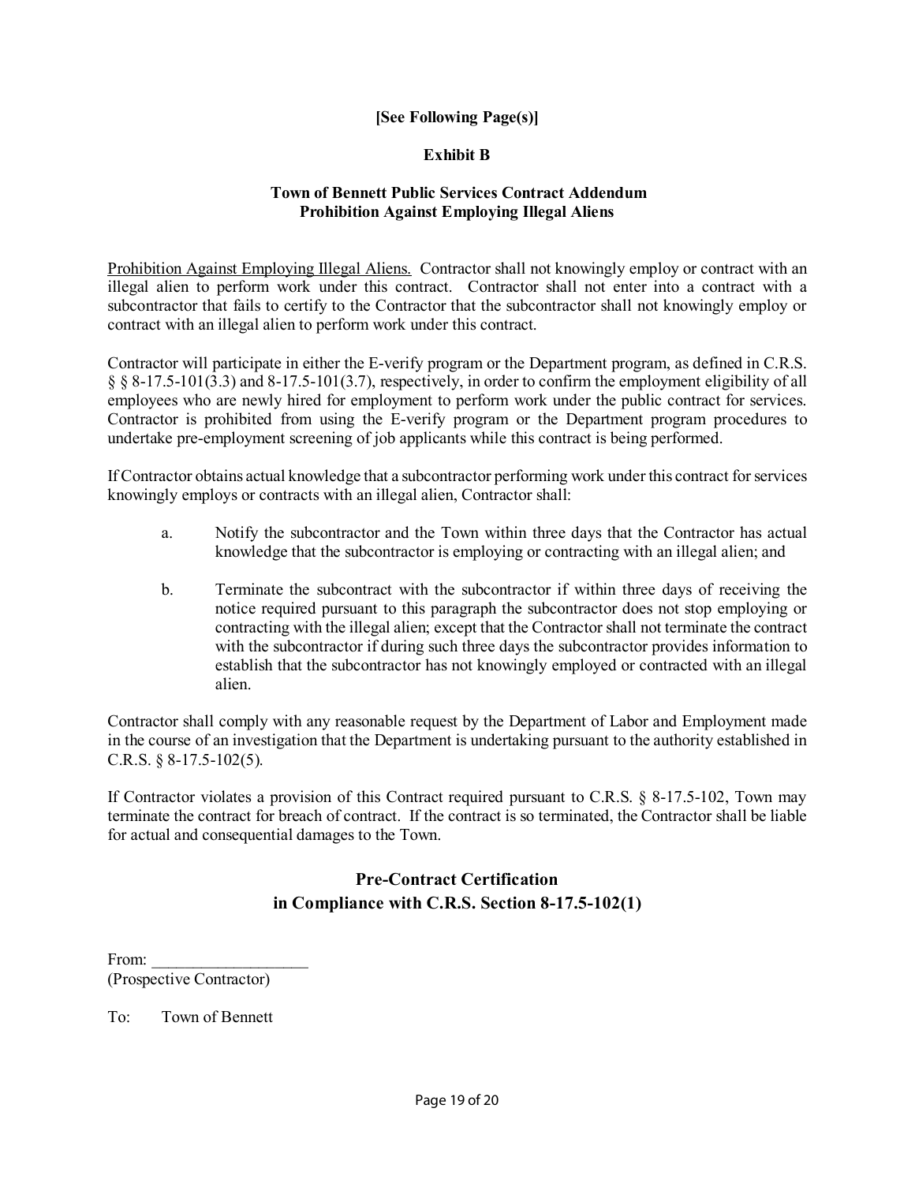**[See Following Page(s)]**

## Exhibit B

### Town of Bennett Public Services Contract Addendum
### Prohibition Against Employing Illegal Aliens

Prohibition Against Employing Illegal Aliens. Contractor shall not knowingly employ or contract with an illegal alien to perform work under this contract. Contractor shall not enter into a contract with a subcontractor that fails to certify to the Contractor that the subcontractor shall not knowingly employ or contract with an illegal alien to perform work under this contract.

Contractor will participate in either the E-verify program or the Department program, as defined in C.R.S. § § 8-17.5-101(3.3) and 8-17.5-101(3.7), respectively, in order to confirm the employment eligibility of all employees who are newly hired for employment to perform work under the public contract for services. Contractor is prohibited from using the E-verify program or the Department program procedures to undertake pre-employment screening of job applicants while this contract is being performed.

If Contractor obtains actual knowledge that a subcontractor performing work under this contract for services knowingly employs or contracts with an illegal alien, Contractor shall:

a. Notify the subcontractor and the Town within three days that the Contractor has actual knowledge that the subcontractor is employing or contracting with an illegal alien; and

b. Terminate the subcontract with the subcontractor if within three days of receiving the notice required pursuant to this paragraph the subcontractor does not stop employing or contracting with the illegal alien; except that the Contractor shall not terminate the contract with the subcontractor if during such three days the subcontractor provides information to establish that the subcontractor has not knowingly employed or contracted with an illegal alien.

Contractor shall comply with any reasonable request by the Department of Labor and Employment made in the course of an investigation that the Department is undertaking pursuant to the authority established in C.R.S. § 8-17.5-102(5).

If Contractor violates a provision of this Contract required pursuant to C.R.S. § 8-17.5-102, Town may terminate the contract for breach of contract. If the contract is so terminated, the Contractor shall be liable for actual and consequential damages to the Town.

## Pre-Contract Certification
## in Compliance with C.R.S. Section 8-17.5-102(1)

From: ___________________
(Prospective Contractor)

To: Town of Bennett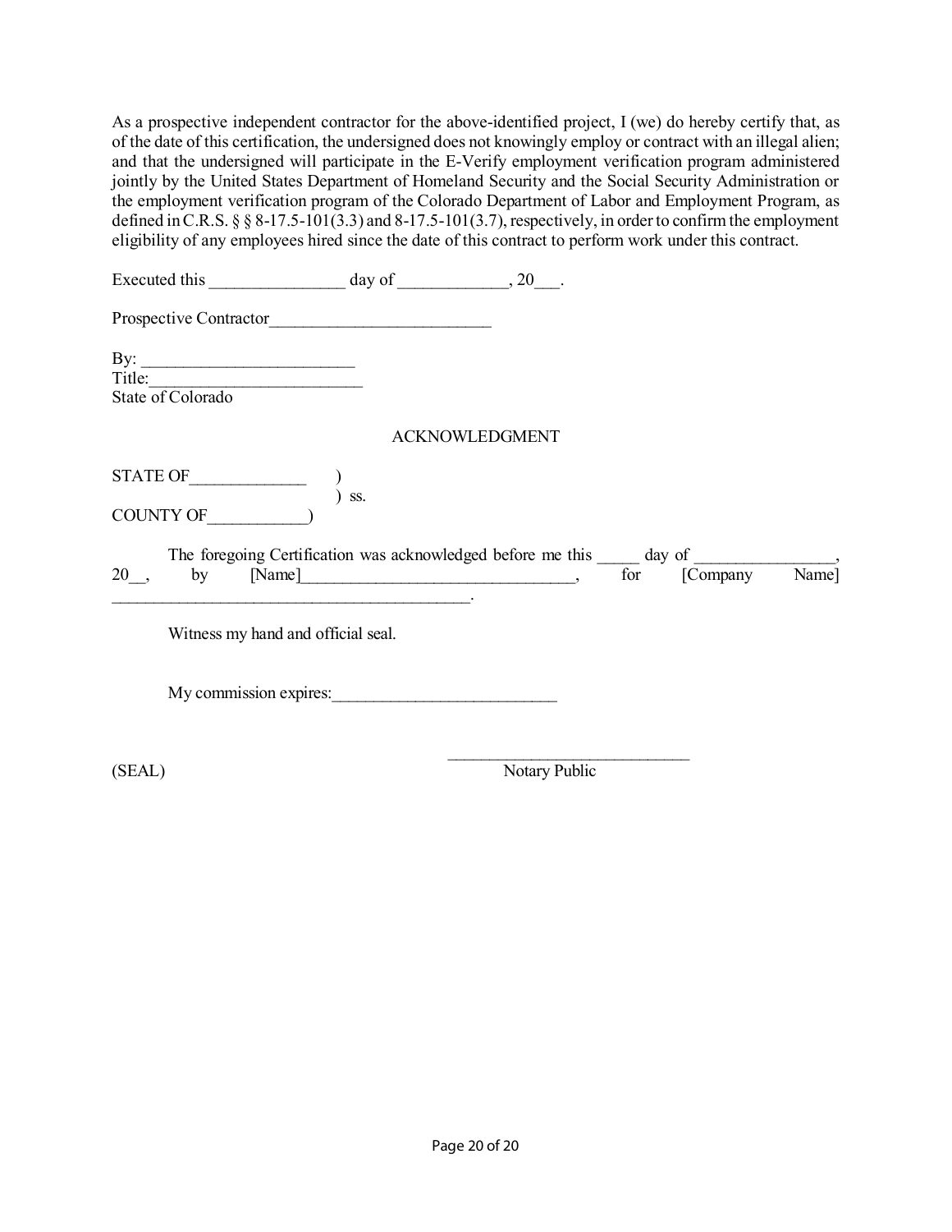As a prospective independent contractor for the above-identified project, I (we) do hereby certify that, as of the date of this certification, the undersigned does not knowingly employ or contract with an illegal alien; and that the undersigned will participate in the E-Verify employment verification program administered jointly by the United States Department of Homeland Security and the Social Security Administration or the employment verification program of the Colorado Department of Labor and Employment Program, as defined in C.R.S. § § 8-17.5-101(3.3) and 8-17.5-101(3.7), respectively, in order to confirm the employment eligibility of any employees hired since the date of this contract to perform work under this contract.

Executed this ________________ day of _____________, 20___.

Prospective Contractor__________________________

By: _________________________
Title:_________________________
State of Colorado

ACKNOWLEDGMENT

STATE OF_____________ )
) ss.
COUNTY OF___________)

The foregoing Certification was acknowledged before me this _____ day of ________________, 20__, by [Name]________________________________, for [Company Name] ____________________________________________.

Witness my hand and official seal.

My commission expires:___________________________

(SEAL)

______________________________
Notary Public